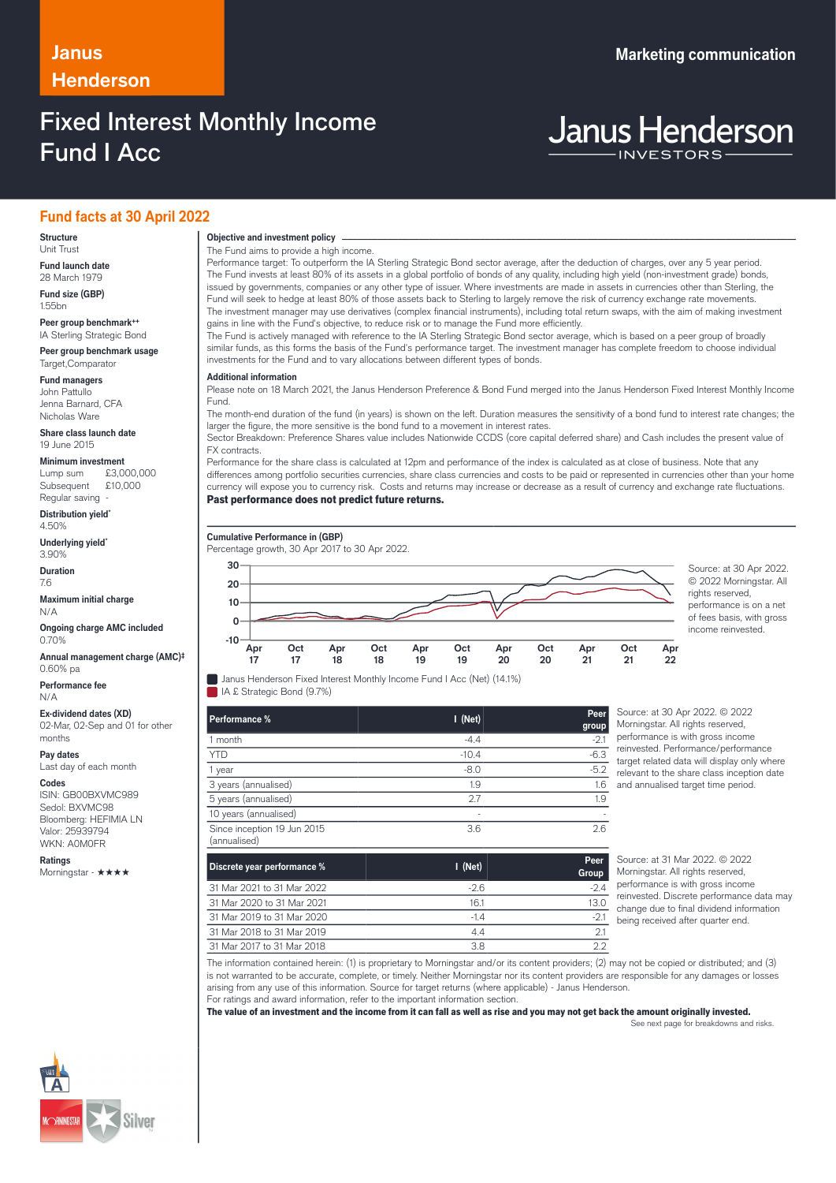Janus Henderson

Marketing communication

# Fixed Interest Monthly Income Fund I Acc

Janus Henderson INVESTORS

## Fund facts at 30 April 2022

**Structure**
Unit Trust

**Fund launch date**
28 March 1979

**Fund size (GBP)**
1.55bn

**Peer group benchmark++**
IA Sterling Strategic Bond

**Peer group benchmark usage**
Target,Comparator

**Fund managers**
John Pattullo
Jenna Barnard, CFA
Nicholas Ware

**Share class launch date**
19 June 2015

**Minimum investment**
Lump sum £3,000,000
Subsequent £10,000
Regular saving -

**Distribution yield***
4.50%

**Underlying yield***
3.90%

**Duration**
7.6

**Maximum initial charge**
N/A

**Ongoing charge AMC included**
0.70%

**Annual management charge (AMC)‡**
0.60% pa

**Performance fee**
N/A

**Ex-dividend dates (XD)**
02-Mar, 02-Sep and 01 for other months

**Pay dates**
Last day of each month

**Codes**
ISIN: GB00BXVMC989
Sedol: BXVMC98
Bloomberg: HEFIMIA LN
Valor: 25939794
WKN: A0M0FR

**Ratings**
Morningstar - ★★★★

### Objective and investment policy

The Fund aims to provide a high income.
Performance target: To outperform the IA Sterling Strategic Bond sector average, after the deduction of charges, over any 5 year period.
The Fund invests at least 80% of its assets in a global portfolio of bonds of any quality, including high yield (non-investment grade) bonds, issued by governments, companies or any other type of issuer. Where investments are made in assets in currencies other than Sterling, the Fund will seek to hedge at least 80% of those assets back to Sterling to largely remove the risk of currency exchange rate movements.
The investment manager may use derivatives (complex financial instruments), including total return swaps, with the aim of making investment gains in line with the Fund's objective, to reduce risk or to manage the Fund more efficiently.
The Fund is actively managed with reference to the IA Sterling Strategic Bond sector average, which is based on a peer group of broadly similar funds, as this forms the basis of the Fund's performance target. The investment manager has complete freedom to choose individual investments for the Fund and to vary allocations between different types of bonds.

### Additional information

Please note on 18 March 2021, the Janus Henderson Preference & Bond Fund merged into the Janus Henderson Fixed Interest Monthly Income Fund.
The month-end duration of the fund (in years) is shown on the left. Duration measures the sensitivity of a bond fund to interest rate changes; the larger the figure, the more sensitive is the bond fund to a movement in interest rates.
Sector Breakdown: Preference Shares value includes Nationwide CCDS (core capital deferred share) and Cash includes the present value of FX contracts.
Performance for the share class is calculated at 12pm and performance of the index is calculated as at close of business. Note that any differences among portfolio securities currencies, share class currencies and costs to be paid or represented in currencies other than your home currency will expose you to currency risk. Costs and returns may increase or decrease as a result of currency and exchange rate fluctuations.
**Past performance does not predict future returns.**

### Cumulative Performance in (GBP)

Percentage growth, 30 Apr 2017 to 30 Apr 2022.

Janus Henderson Fixed Interest Monthly Income Fund I Acc (Net) (14.1%)
IA £ Strategic Bond (9.7%)

Source: at 30 Apr 2022. © 2022 Morningstar. All rights reserved, performance is on a net of fees basis, with gross income reinvested.

| Performance % | I (Net) | Peer group |
|---|---|---|
| 1 month | -4.4 | -2.1 |
| YTD | -10.4 | -6.3 |
| 1 year | -8.0 | -5.2 |
| 3 years (annualised) | 1.9 | 1.6 |
| 5 years (annualised) | 2.7 | 1.9 |
| 10 years (annualised) | - | - |
| Since inception 19 Jun 2015 (annualised) | 3.6 | 2.6 |

Source: at 30 Apr 2022. © 2022 Morningstar. All rights reserved, performance is with gross income reinvested. Performance/performance target related data will display only where relevant to the share class inception date and annualised target time period.

| Discrete year performance % | I (Net) | Peer Group |
|---|---|---|
| 31 Mar 2021 to 31 Mar 2022 | -2.6 | -2.4 |
| 31 Mar 2020 to 31 Mar 2021 | 16.1 | 13.0 |
| 31 Mar 2019 to 31 Mar 2020 | -1.4 | -2.1 |
| 31 Mar 2018 to 31 Mar 2019 | 4.4 | 2.1 |
| 31 Mar 2017 to 31 Mar 2018 | 3.8 | 2.2 |

Source: at 31 Mar 2022. © 2022 Morningstar. All rights reserved, performance is with gross income reinvested. Discrete performance data may change due to final dividend information being received after quarter end.

The information contained herein: (1) is proprietary to Morningstar and/or its content providers; (2) may not be copied or distributed; and (3) is not warranted to be accurate, complete, or timely. Neither Morningstar nor its content providers are responsible for any damages or losses arising from any use of this information. Source for target returns (where applicable) - Janus Henderson.
For ratings and award information, refer to the important information section.
**The value of an investment and the income from it can fall as well as rise and you may not get back the amount originally invested.**

See next page for breakdowns and risks.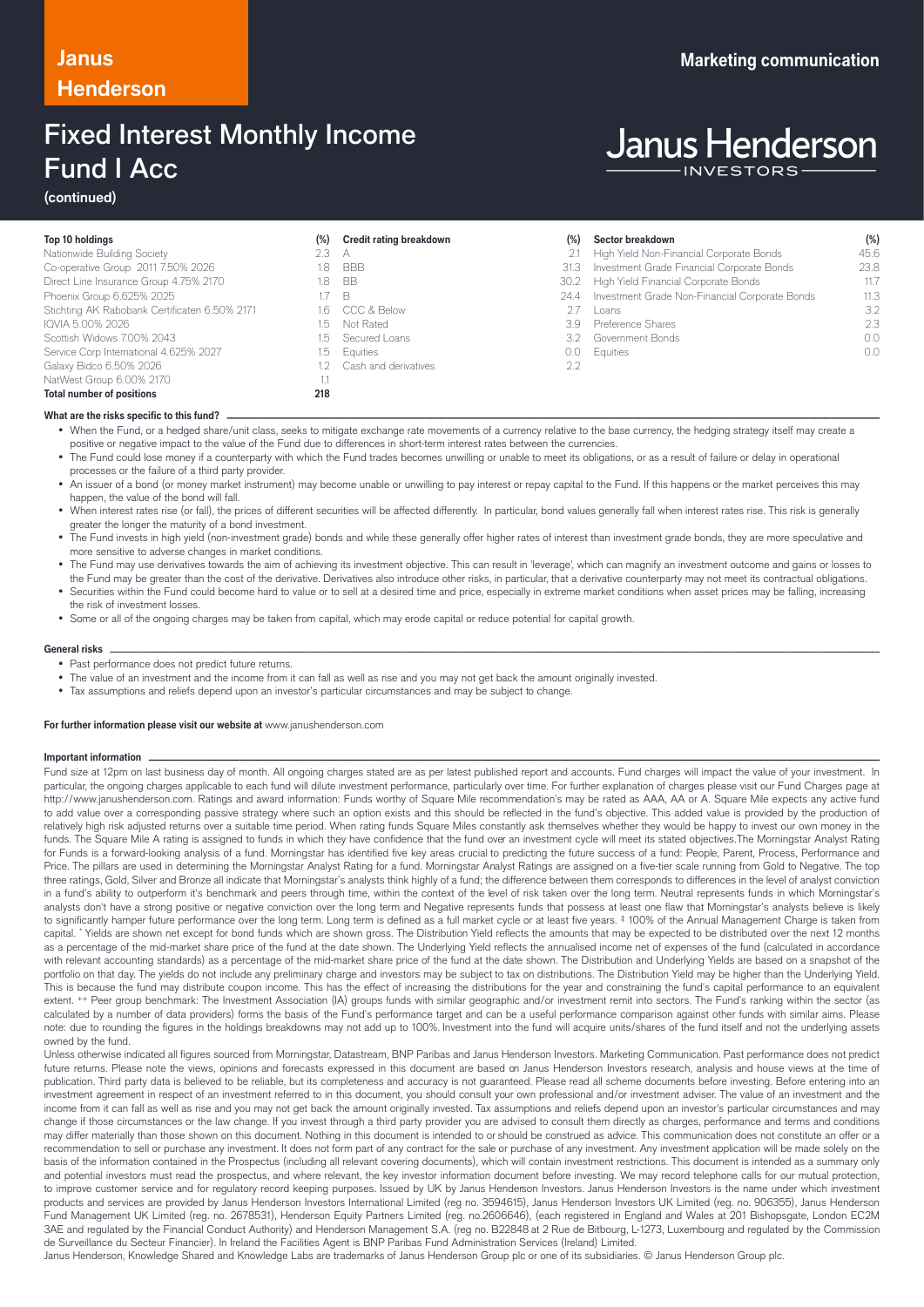# Fixed Interest Monthly Income Fund I Acc

(continued)

| Top 10 holdings | (%) |
|---|---|
| Nationwide Building Society | 2.3 |
| Co-operative Group 2011 7.50% 2026 | 1.8 |
| Direct Line Insurance Group 4.75% 2170 | 1.8 |
| Phoenix Group 6.625% 2025 | 1.7 |
| Stichting AK Rabobank Certificaten 6.50% 2171 | 1.6 |
| IQVIA 5.00% 2026 | 1.5 |
| Scottish Widows 7.00% 2043 | 1.5 |
| Service Corp International 4.625% 2027 | 1.5 |
| Galaxy Bidco 6.50% 2026 | 1.2 |
| NatWest Group 6.00% 2170 | 1.1 |
| **Total number of positions** | **218** |

| Credit rating breakdown | (%) |
|---|---|
| A | 2.1 |
| BBB | 31.3 |
| BB | 30.2 |
| B | 24.4 |
| CCC & Below | 2.7 |
| Not Rated | 3.9 |
| Secured Loans | 3.2 |
| Equities | 0.0 |
| Cash and derivatives | 2.2 |

| Sector breakdown | (%) |
|---|---|
| High Yield Non-Financial Corporate Bonds | 45.6 |
| Investment Grade Financial Corporate Bonds | 23.8 |
| High Yield Financial Corporate Bonds | 11.7 |
| Investment Grade Non-Financial Corporate Bonds | 11.3 |
| Loans | 3.2 |
| Preference Shares | 2.3 |
| Government Bonds | 0.0 |
| Equities | 0.0 |

**What are the risks specific to this fund?**

- When the Fund, or a hedged share/unit class, seeks to mitigate exchange rate movements of a currency relative to the base currency, the hedging strategy itself may create a positive or negative impact to the value of the Fund due to differences in short-term interest rates between the currencies.
- The Fund could lose money if a counterparty with which the Fund trades becomes unwilling or unable to meet its obligations, or as a result of failure or delay in operational processes or the failure of a third party provider.
- An issuer of a bond (or money market instrument) may become unable or unwilling to pay interest or repay capital to the Fund. If this happens or the market perceives this may happen, the value of the bond will fall.
- When interest rates rise (or fall), the prices of different securities will be affected differently. In particular, bond values generally fall when interest rates rise. This risk is generally greater the longer the maturity of a bond investment.
- The Fund invests in high yield (non-investment grade) bonds and while these generally offer higher rates of interest than investment grade bonds, they are more speculative and more sensitive to adverse changes in market conditions.
- The Fund may use derivatives towards the aim of achieving its investment objective. This can result in 'leverage', which can magnify an investment outcome and gains or losses to the Fund may be greater than the cost of the derivative. Derivatives also introduce other risks, in particular, that a derivative counterparty may not meet its contractual obligations.
- Securities within the Fund could become hard to value or to sell at a desired time and price, especially in extreme market conditions when asset prices may be falling, increasing the risk of investment losses.
- Some or all of the ongoing charges may be taken from capital, which may erode capital or reduce potential for capital growth.

**General risks**

- Past performance does not predict future returns.
- The value of an investment and the income from it can fall as well as rise and you may not get back the amount originally invested.
- Tax assumptions and reliefs depend upon an investor's particular circumstances and may be subject to change.

**For further information please visit our website at** www.janushenderson.com

**Important information**

Fund size at 12pm on last business day of month. All ongoing charges stated are as per latest published report and accounts. Fund charges will impact the value of your investment. In particular, the ongoing charges applicable to each fund will dilute investment performance, particularly over time. For further explanation of charges please visit our Fund Charges page at http://www.janushenderson.com. Ratings and award information: Funds worthy of Square Mile recommendation's may be rated as AAA, AA or A. Square Mile expects any active fund to add value over a corresponding passive strategy where such an option exists and this should be reflected in the fund's objective. This added value is provided by the production of relatively high risk adjusted returns over a suitable time period. When rating funds Square Miles constantly ask themselves whether they would be happy to invest our own money in the funds. The Square Mile A rating is assigned to funds in which they have confidence that the fund over an investment cycle will meet its stated objectives.The Morningstar Analyst Rating for Funds is a forward-looking analysis of a fund. Morningstar has identified five key areas crucial to predicting the future success of a fund: People, Parent, Process, Performance and Price. The pillars are used in determining the Morningstar Analyst Rating for a fund. Morningstar Analyst Ratings are assigned on a five-tier scale running from Gold to Negative. The top three ratings, Gold, Silver and Bronze all indicate that Morningstar's analysts think highly of a fund; the difference between them corresponds to differences in the level of analyst conviction in a fund's ability to outperform it's benchmark and peers through time, within the context of the level of risk taken over the long term. Neutral represents funds in which Morningstar's analysts don't have a strong positive or negative conviction over the long term and Negative represents funds that possess at least one flaw that Morningstar's analysts believe is likely to significantly hamper future performance over the long term. Long term is defined as a full market cycle or at least five years. ‡ 100% of the Annual Management Charge is taken from capital. * Yields are shown net except for bond funds which are shown gross. The Distribution Yield reflects the amounts that may be expected to be distributed over the next 12 months as a percentage of the mid-market share price of the fund at the date shown. The Underlying Yield reflects the annualised income net of expenses of the fund (calculated in accordance with relevant accounting standards) as a percentage of the mid-market share price of the fund at the date shown. The Distribution and Underlying Yields are based on a snapshot of the portfolio on that day. The yields do not include any preliminary charge and investors may be subject to tax on distributions. The Distribution Yield may be higher than the Underlying Yield. This is because the fund may distribute coupon income. This has the effect of increasing the distributions for the year and constraining the fund's capital performance to an equivalent extent. ++ Peer group benchmark: The Investment Association (IA) groups funds with similar geographic and/or investment remit into sectors. The Fund's ranking within the sector (as calculated by a number of data providers) forms the basis of the Fund's performance target and can be a useful performance comparison against other funds with similar aims. Please note: due to rounding the figures in the holdings breakdowns may not add up to 100%. Investment into the fund will acquire units/shares of the fund itself and not the underlying assets owned by the fund.

Unless otherwise indicated all figures sourced from Morningstar, Datastream, BNP Paribas and Janus Henderson Investors. Marketing Communication. Past performance does not predict future returns. Please note the views, opinions and forecasts expressed in this document are based on Janus Henderson Investors research, analysis and house views at the time of publication. Third party data is believed to be reliable, but its completeness and accuracy is not guaranteed. Please read all scheme documents before investing. Before entering into an investment agreement in respect of an investment referred to in this document, you should consult your own professional and/or investment adviser. The value of an investment and the income from it can fall as well as rise and you may not get back the amount originally invested. Tax assumptions and reliefs depend upon an investor's particular circumstances and may change if those circumstances or the law change. If you invest through a third party provider you are advised to consult them directly as charges, performance and terms and conditions may differ materially than those shown on this document. Nothing in this document is intended to or should be construed as advice. This communication does not constitute an offer or a recommendation to sell or purchase any investment. It does not form part of any contract for the sale or purchase of any investment. Any investment application will be made solely on the basis of the information contained in the Prospectus (including all relevant covering documents), which will contain investment restrictions. This document is intended as a summary only and potential investors must read the prospectus, and where relevant, the key investor information document before investing. We may record telephone calls for our mutual protection, to improve customer service and for regulatory record keeping purposes. Issued by UK by Janus Henderson Investors. Janus Henderson Investors is the name under which investment products and services are provided by Janus Henderson Investors International Limited (reg no. 3594615), Janus Henderson Investors UK Limited (reg. no. 906355), Janus Henderson Fund Management UK Limited (reg. no. 2678531), Henderson Equity Partners Limited (reg. no.2606646), (each registered in England and Wales at 201 Bishopsgate, London EC2M 3AE and regulated by the Financial Conduct Authority) and Henderson Management S.A. (reg no. B22848 at 2 Rue de Bitbourg, L-1273, Luxembourg and regulated by the Commission de Surveillance du Secteur Financier). In Ireland the Facilities Agent is BNP Paribas Fund Administration Services (Ireland) Limited.

Janus Henderson, Knowledge Shared and Knowledge Labs are trademarks of Janus Henderson Group plc or one of its subsidiaries. © Janus Henderson Group plc.